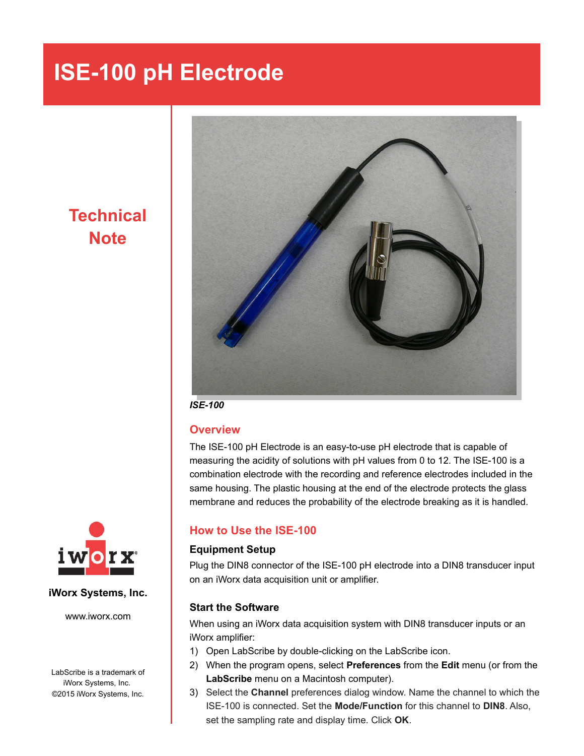# ISE-100 pH Electrode

**Technical Note**

*ISE-100*

## Overview

The ISE-100 pH Electrode is an easy-to-use pH electrode that is capable of measuring the acidity of solutions with pH values from 0 to 12. The ISE-100 is a combination electrode with the recording and reference electrodes included in the same housing. The plastic housing at the end of the electrode protects the glass membrane and reduces the probability of the electrode breaking as it is handled.

## How to Use the ISE-100

### Equipment Setup

Plug the DIN8 connector of the ISE-100 pH electrode into a DIN8 transducer input on an iWorx data acquisition unit or amplifier.

### Start the Software

When using an iWorx data acquisition system with DIN8 transducer inputs or an iWorx amplifier:

1) Open LabScribe by double-clicking on the LabScribe icon.
2) When the program opens, select **Preferences** from the **Edit** menu (or from the **LabScribe** menu on a Macintosh computer).
3) Select the **Channel** preferences dialog window. Name the channel to which the ISE-100 is connected. Set the **Mode/Function** for this channel to **DIN8**. Also, set the sampling rate and display time. Click **OK**.

iWorx Systems, Inc.

www.iworx.com

LabScribe is a trademark of iWorx Systems, Inc.
©2015 iWorx Systems, Inc.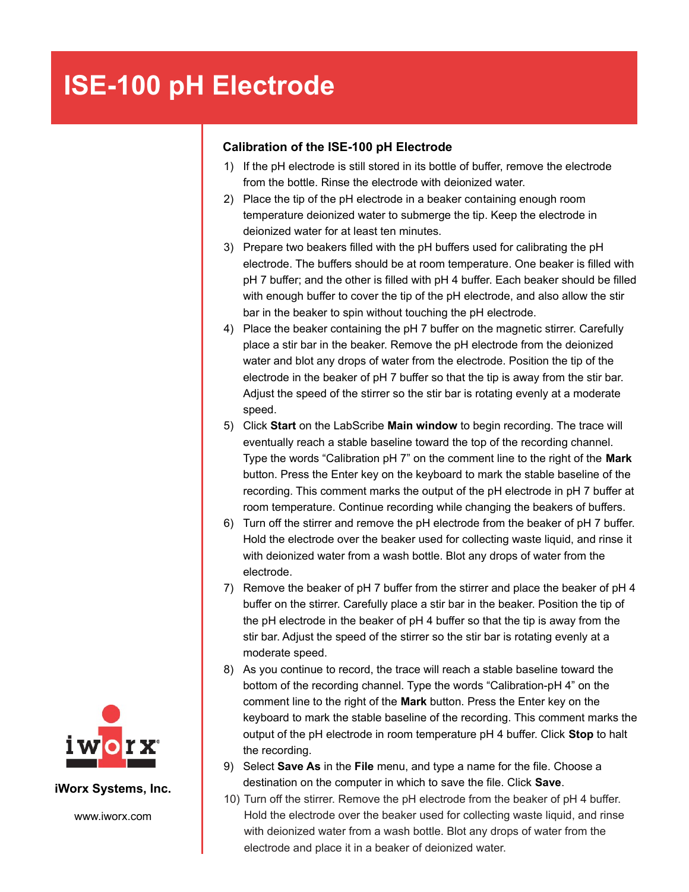# ISE-100 pH Electrode

### Calibration of the ISE-100 pH Electrode

1) If the pH electrode is still stored in its bottle of buffer, remove the electrode from the bottle. Rinse the electrode with deionized water.
2) Place the tip of the pH electrode in a beaker containing enough room temperature deionized water to submerge the tip. Keep the electrode in deionized water for at least ten minutes.
3) Prepare two beakers filled with the pH buffers used for calibrating the pH electrode. The buffers should be at room temperature. One beaker is filled with pH 7 buffer; and the other is filled with pH 4 buffer. Each beaker should be filled with enough buffer to cover the tip of the pH electrode, and also allow the stir bar in the beaker to spin without touching the pH electrode.
4) Place the beaker containing the pH 7 buffer on the magnetic stirrer. Carefully place a stir bar in the beaker. Remove the pH electrode from the deionized water and blot any drops of water from the electrode. Position the tip of the electrode in the beaker of pH 7 buffer so that the tip is away from the stir bar. Adjust the speed of the stirrer so the stir bar is rotating evenly at a moderate speed.
5) Click **Start** on the LabScribe **Main window** to begin recording. The trace will eventually reach a stable baseline toward the top of the recording channel. Type the words “Calibration pH 7” on the comment line to the right of the **Mark** button. Press the Enter key on the keyboard to mark the stable baseline of the recording. This comment marks the output of the pH electrode in pH 7 buffer at room temperature. Continue recording while changing the beakers of buffers.
6) Turn off the stirrer and remove the pH electrode from the beaker of pH 7 buffer. Hold the electrode over the beaker used for collecting waste liquid, and rinse it with deionized water from a wash bottle. Blot any drops of water from the electrode.
7) Remove the beaker of pH 7 buffer from the stirrer and place the beaker of pH 4 buffer on the stirrer. Carefully place a stir bar in the beaker. Position the tip of the pH electrode in the beaker of pH 4 buffer so that the tip is away from the stir bar. Adjust the speed of the stirrer so the stir bar is rotating evenly at a moderate speed.
8) As you continue to record, the trace will reach a stable baseline toward the bottom of the recording channel. Type the words “Calibration-pH 4” on the comment line to the right of the **Mark** button. Press the Enter key on the keyboard to mark the stable baseline of the recording. This comment marks the output of the pH electrode in room temperature pH 4 buffer. Click **Stop** to halt the recording.
9) Select **Save As** in the **File** menu, and type a name for the file. Choose a destination on the computer in which to save the file. Click **Save**.
10) Turn off the stirrer. Remove the pH electrode from the beaker of pH 4 buffer. Hold the electrode over the beaker used for collecting waste liquid, and rinse with deionized water from a wash bottle. Blot any drops of water from the electrode and place it in a beaker of deionized water.

**iWorx Systems, Inc.**

www.iworx.com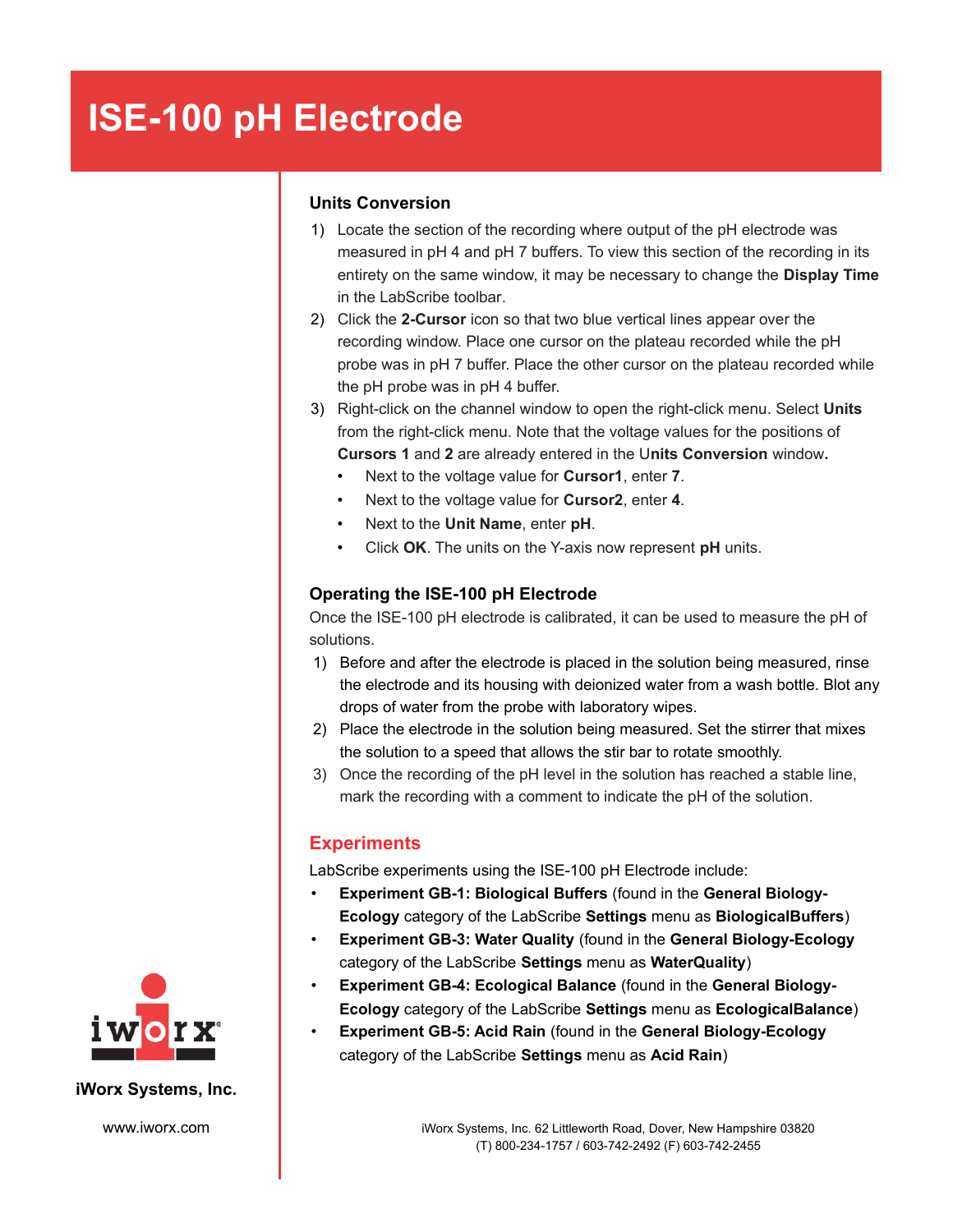# ISE-100 pH Electrode

### Units Conversion

1) Locate the section of the recording where output of the pH electrode was measured in pH 4 and pH 7 buffers. To view this section of the recording in its entirety on the same window, it may be necessary to change the **Display Time** in the LabScribe toolbar.
2) Click the **2-Cursor** icon so that two blue vertical lines appear over the recording window. Place one cursor on the plateau recorded while the pH probe was in pH 7 buffer. Place the other cursor on the plateau recorded while the pH probe was in pH 4 buffer.
3) Right-click on the channel window to open the right-click menu. Select **Units** from the right-click menu. Note that the voltage values for the positions of **Cursors 1** and **2** are already entered in the U**nits Conversion** window**.**
   - Next to the voltage value for **Cursor1**, enter **7**.
   - Next to the voltage value for **Cursor2**, enter **4**.
   - Next to the **Unit Name**, enter **pH**.
   - Click **OK**. The units on the Y-axis now represent **pH** units.

### Operating the ISE-100 pH Electrode

Once the ISE-100 pH electrode is calibrated, it can be used to measure the pH of solutions.

1) Before and after the electrode is placed in the solution being measured, rinse the electrode and its housing with deionized water from a wash bottle. Blot any drops of water from the probe with laboratory wipes.
2) Place the electrode in the solution being measured. Set the stirrer that mixes the solution to a speed that allows the stir bar to rotate smoothly.
3) Once the recording of the pH level in the solution has reached a stable line, mark the recording with a comment to indicate the pH of the solution.

## Experiments

LabScribe experiments using the ISE-100 pH Electrode include:

- **Experiment GB-1: Biological Buffers** (found in the **General Biology-Ecology** category of the LabScribe **Settings** menu as **BiologicalBuffers**)
- **Experiment GB-3: Water Quality** (found in the **General Biology-Ecology** category of the LabScribe **Settings** menu as **WaterQuality**)
- **Experiment GB-4: Ecological Balance** (found in the **General Biology-Ecology** category of the LabScribe **Settings** menu as **EcologicalBalance**)
- **Experiment GB-5: Acid Rain** (found in the **General Biology-Ecology** category of the LabScribe **Settings** menu as **Acid Rain**)

**iWorx Systems, Inc.**

www.iworx.com

iWorx Systems, Inc. 62 Littleworth Road, Dover, New Hampshire 03820
(T) 800-234-1757 / 603-742-2492 (F) 603-742-2455